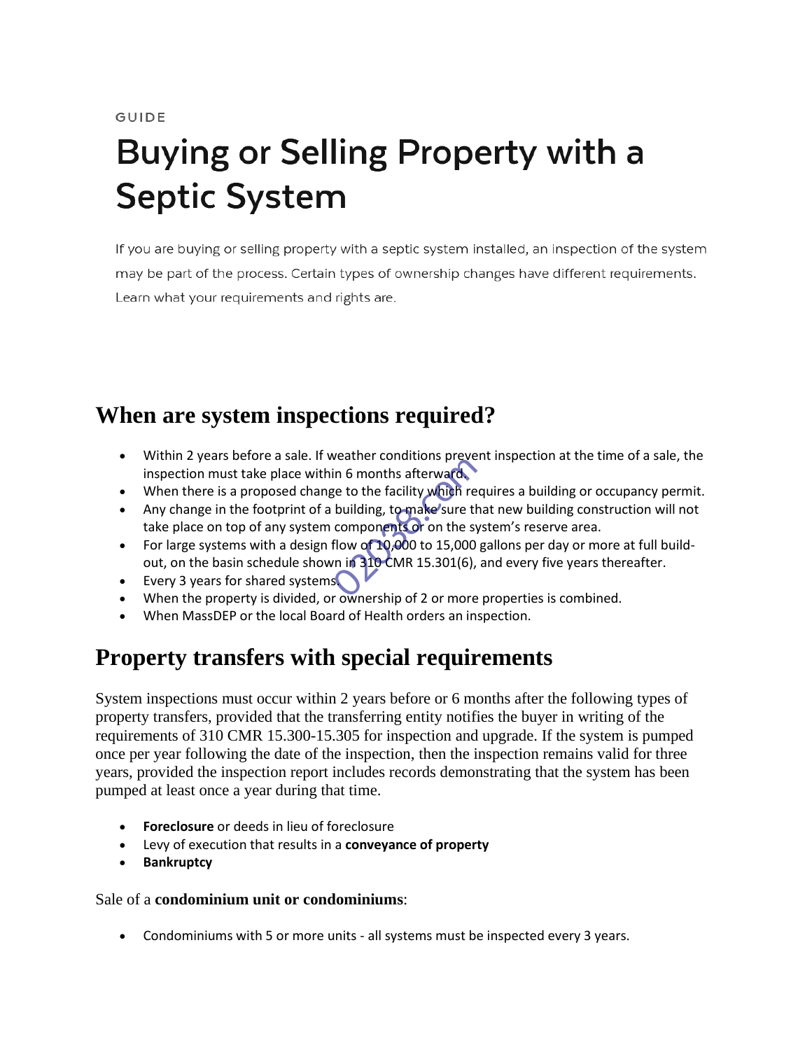GUIDE

# Buying or Selling Property with a Septic System

If you are buying or selling property with a septic system installed, an inspection of the system may be part of the process. Certain types of ownership changes have different requirements. Learn what your requirements and rights are.

## When are system inspections required?

- Within 2 years before a sale. If weather conditions prevent inspection at the time of a sale, the inspection must take place within 6 months afterward.
- When there is a proposed change to the facility which requires a building or occupancy permit.
- Any change in the footprint of a building, to make sure that new building construction will not take place on top of any system components or on the system's reserve area.
- For large systems with a design flow of 10,000 to 15,000 gallons per day or more at full build-out, on the basin schedule shown in 310 CMR 15.301(6), and every five years thereafter.
- Every 3 years for shared systems.
- When the property is divided, or ownership of 2 or more properties is combined.
- When MassDEP or the local Board of Health orders an inspection.

## Property transfers with special requirements

System inspections must occur within 2 years before or 6 months after the following types of property transfers, provided that the transferring entity notifies the buyer in writing of the requirements of 310 CMR 15.300-15.305 for inspection and upgrade. If the system is pumped once per year following the date of the inspection, then the inspection remains valid for three years, provided the inspection report includes records demonstrating that the system has been pumped at least once a year during that time.

- **Foreclosure** or deeds in lieu of foreclosure
- Levy of execution that results in a **conveyance of property**
- **Bankruptcy**

Sale of a **condominium unit or condominiums**:

- Condominiums with 5 or more units - all systems must be inspected every 3 years.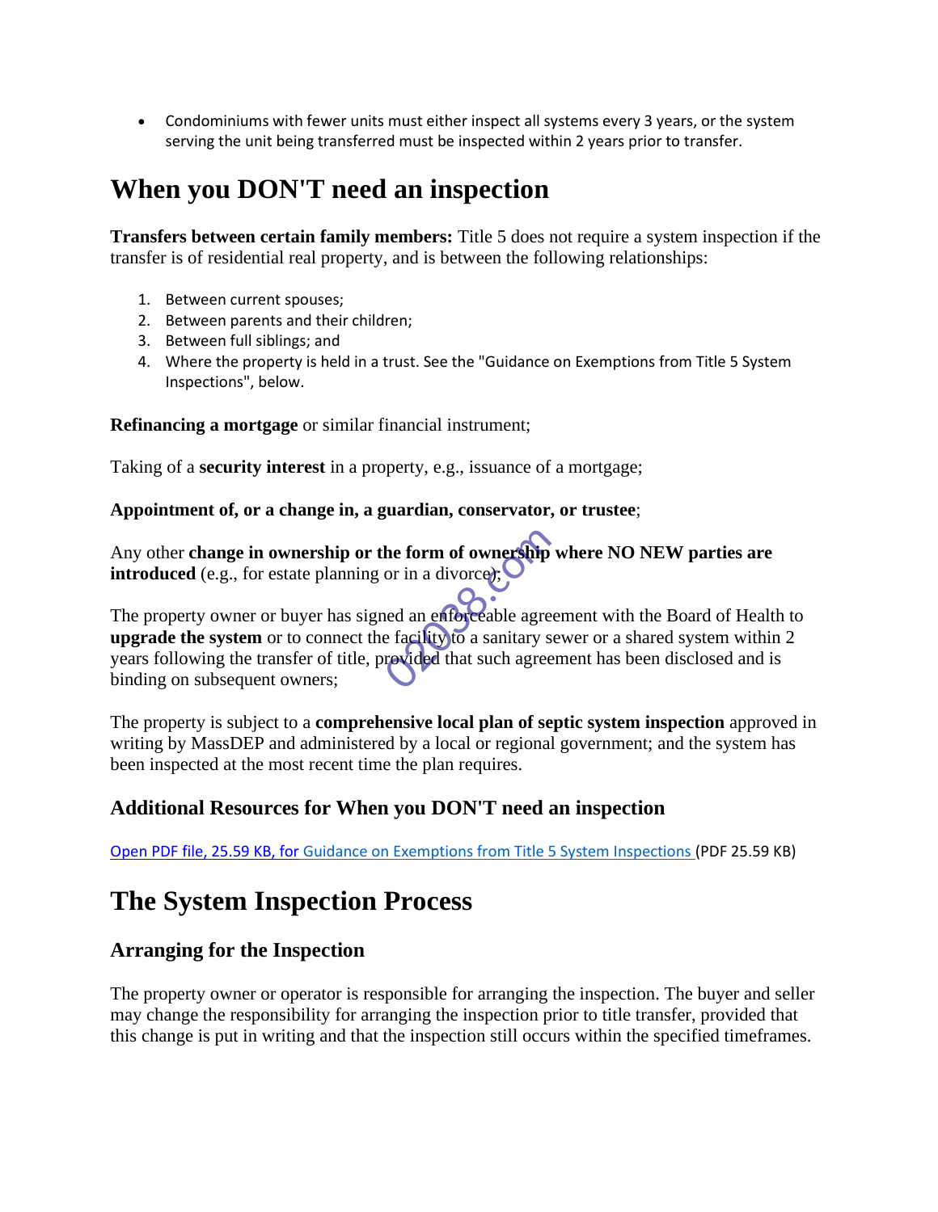- Condominiums with fewer units must either inspect all systems every 3 years, or the system serving the unit being transferred must be inspected within 2 years prior to transfer.

# When you DON'T need an inspection

**Transfers between certain family members:** Title 5 does not require a system inspection if the transfer is of residential real property, and is between the following relationships:

1. Between current spouses;
2. Between parents and their children;
3. Between full siblings; and
4. Where the property is held in a trust. See the "Guidance on Exemptions from Title 5 System Inspections", below.

**Refinancing a mortgage** or similar financial instrument;

Taking of a **security interest** in a property, e.g., issuance of a mortgage;

**Appointment of, or a change in, a guardian, conservator, or trustee**;

Any other **change in ownership or the form of ownership where NO NEW parties are introduced** (e.g., for estate planning or in a divorce);

The property owner or buyer has signed an enforceable agreement with the Board of Health to **upgrade the system** or to connect the facility to a sanitary sewer or a shared system within 2 years following the transfer of title, provided that such agreement has been disclosed and is binding on subsequent owners;

The property is subject to a **comprehensive local plan of septic system inspection** approved in writing by MassDEP and administered by a local or regional government; and the system has been inspected at the most recent time the plan requires.

## Additional Resources for When you DON'T need an inspection

Open PDF file, 25.59 KB, for Guidance on Exemptions from Title 5 System Inspections (PDF 25.59 KB)

# The System Inspection Process

## Arranging for the Inspection

The property owner or operator is responsible for arranging the inspection. The buyer and seller may change the responsibility for arranging the inspection prior to title transfer, provided that this change is put in writing and that the inspection still occurs within the specified timeframes.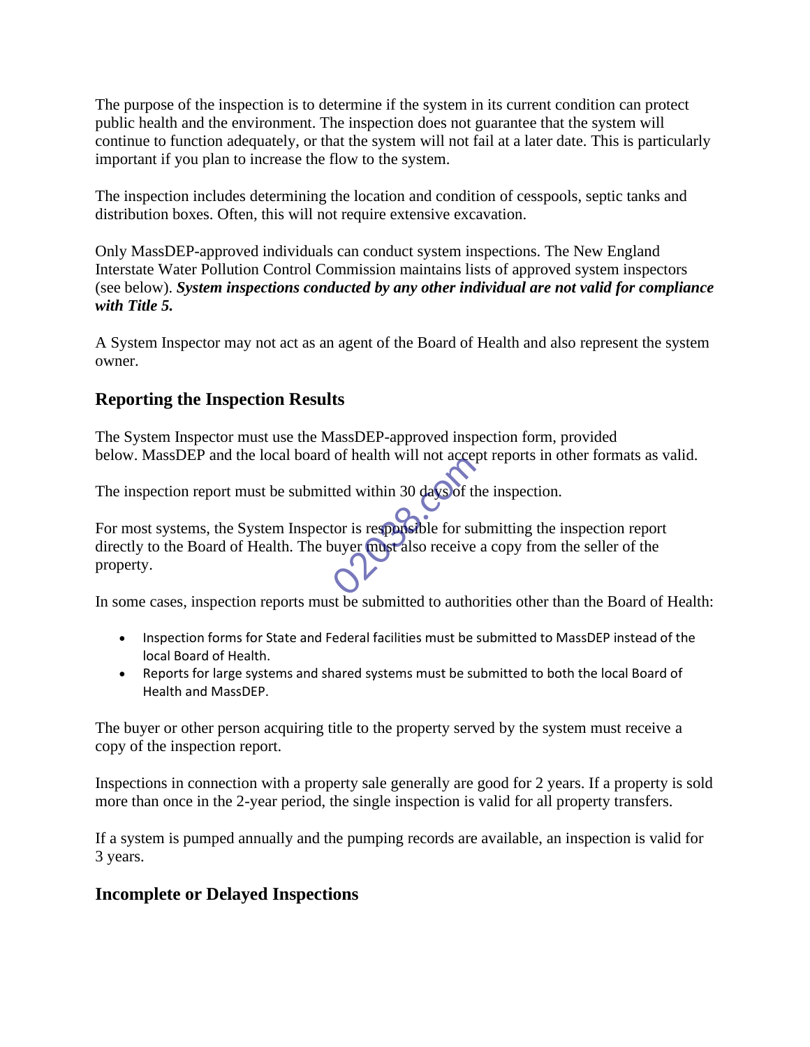The purpose of the inspection is to determine if the system in its current condition can protect public health and the environment. The inspection does not guarantee that the system will continue to function adequately, or that the system will not fail at a later date. This is particularly important if you plan to increase the flow to the system.

The inspection includes determining the location and condition of cesspools, septic tanks and distribution boxes. Often, this will not require extensive excavation.

Only MassDEP-approved individuals can conduct system inspections. The New England Interstate Water Pollution Control Commission maintains lists of approved system inspectors (see below). ***System inspections conducted by any other individual are not valid for compliance with Title 5.***

A System Inspector may not act as an agent of the Board of Health and also represent the system owner.

## Reporting the Inspection Results

The System Inspector must use the MassDEP-approved inspection form, provided below. MassDEP and the local board of health will not accept reports in other formats as valid.

The inspection report must be submitted within 30 days of the inspection.

For most systems, the System Inspector is responsible for submitting the inspection report directly to the Board of Health. The buyer must also receive a copy from the seller of the property.

In some cases, inspection reports must be submitted to authorities other than the Board of Health:

- Inspection forms for State and Federal facilities must be submitted to MassDEP instead of the local Board of Health.
- Reports for large systems and shared systems must be submitted to both the local Board of Health and MassDEP.

The buyer or other person acquiring title to the property served by the system must receive a copy of the inspection report.

Inspections in connection with a property sale generally are good for 2 years. If a property is sold more than once in the 2-year period, the single inspection is valid for all property transfers.

If a system is pumped annually and the pumping records are available, an inspection is valid for 3 years.

## Incomplete or Delayed Inspections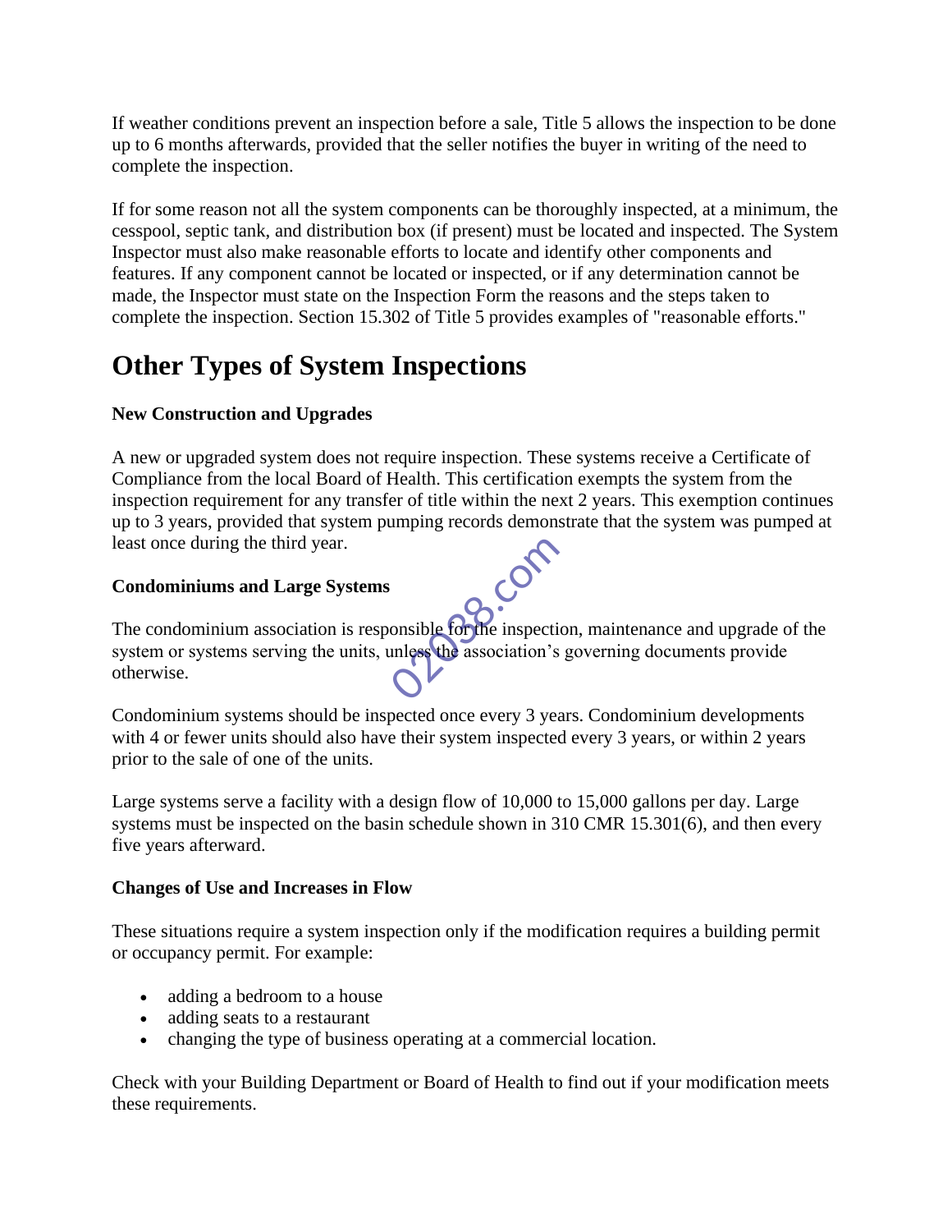If weather conditions prevent an inspection before a sale, Title 5 allows the inspection to be done up to 6 months afterwards, provided that the seller notifies the buyer in writing of the need to complete the inspection.

If for some reason not all the system components can be thoroughly inspected, at a minimum, the cesspool, septic tank, and distribution box (if present) must be located and inspected. The System Inspector must also make reasonable efforts to locate and identify other components and features. If any component cannot be located or inspected, or if any determination cannot be made, the Inspector must state on the Inspection Form the reasons and the steps taken to complete the inspection. Section 15.302 of Title 5 provides examples of "reasonable efforts."

# Other Types of System Inspections

**New Construction and Upgrades**

A new or upgraded system does not require inspection. These systems receive a Certificate of Compliance from the local Board of Health. This certification exempts the system from the inspection requirement for any transfer of title within the next 2 years. This exemption continues up to 3 years, provided that system pumping records demonstrate that the system was pumped at least once during the third year.

**Condominiums and Large Systems**

The condominium association is responsible for the inspection, maintenance and upgrade of the system or systems serving the units, unless the association's governing documents provide otherwise.

Condominium systems should be inspected once every 3 years. Condominium developments with 4 or fewer units should also have their system inspected every 3 years, or within 2 years prior to the sale of one of the units.

Large systems serve a facility with a design flow of 10,000 to 15,000 gallons per day. Large systems must be inspected on the basin schedule shown in 310 CMR 15.301(6), and then every five years afterward.

**Changes of Use and Increases in Flow**

These situations require a system inspection only if the modification requires a building permit or occupancy permit. For example:

- adding a bedroom to a house
- adding seats to a restaurant
- changing the type of business operating at a commercial location.

Check with your Building Department or Board of Health to find out if your modification meets these requirements.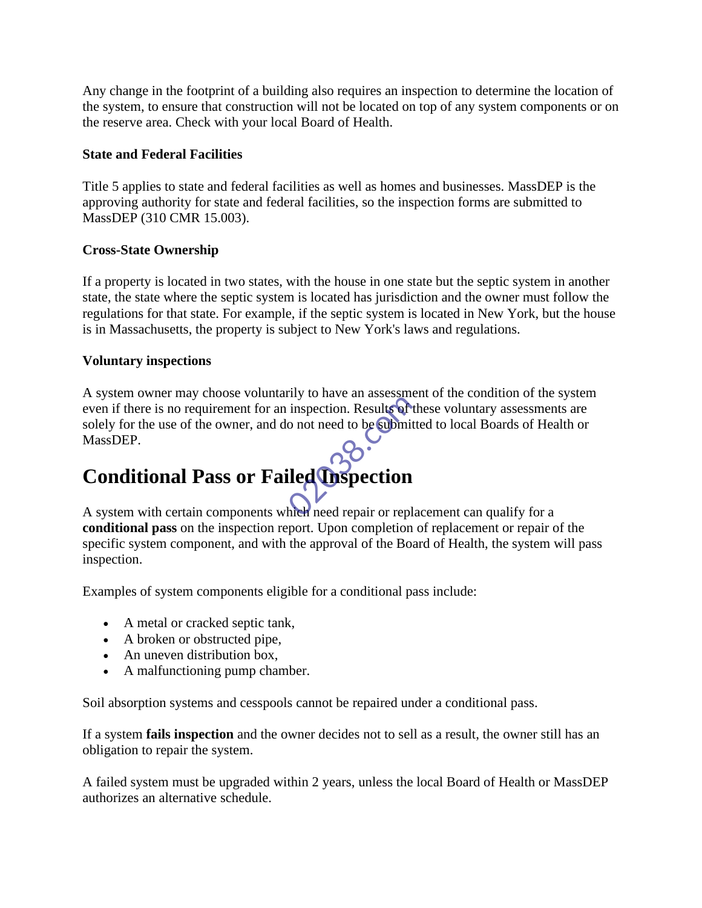Any change in the footprint of a building also requires an inspection to determine the location of the system, to ensure that construction will not be located on top of any system components or on the reserve area. Check with your local Board of Health.

**State and Federal Facilities**

Title 5 applies to state and federal facilities as well as homes and businesses. MassDEP is the approving authority for state and federal facilities, so the inspection forms are submitted to MassDEP (310 CMR 15.003).

**Cross-State Ownership**

If a property is located in two states, with the house in one state but the septic system in another state, the state where the septic system is located has jurisdiction and the owner must follow the regulations for that state. For example, if the septic system is located in New York, but the house is in Massachusetts, the property is subject to New York's laws and regulations.

**Voluntary inspections**

A system owner may choose voluntarily to have an assessment of the condition of the system even if there is no requirement for an inspection. Results of these voluntary assessments are solely for the use of the owner, and do not need to be submitted to local Boards of Health or MassDEP.

# Conditional Pass or Failed Inspection

A system with certain components which need repair or replacement can qualify for a **conditional pass** on the inspection report. Upon completion of replacement or repair of the specific system component, and with the approval of the Board of Health, the system will pass inspection.

Examples of system components eligible for a conditional pass include:

- A metal or cracked septic tank,
- A broken or obstructed pipe,
- An uneven distribution box,
- A malfunctioning pump chamber.

Soil absorption systems and cesspools cannot be repaired under a conditional pass.

If a system **fails inspection** and the owner decides not to sell as a result, the owner still has an obligation to repair the system.

A failed system must be upgraded within 2 years, unless the local Board of Health or MassDEP authorizes an alternative schedule.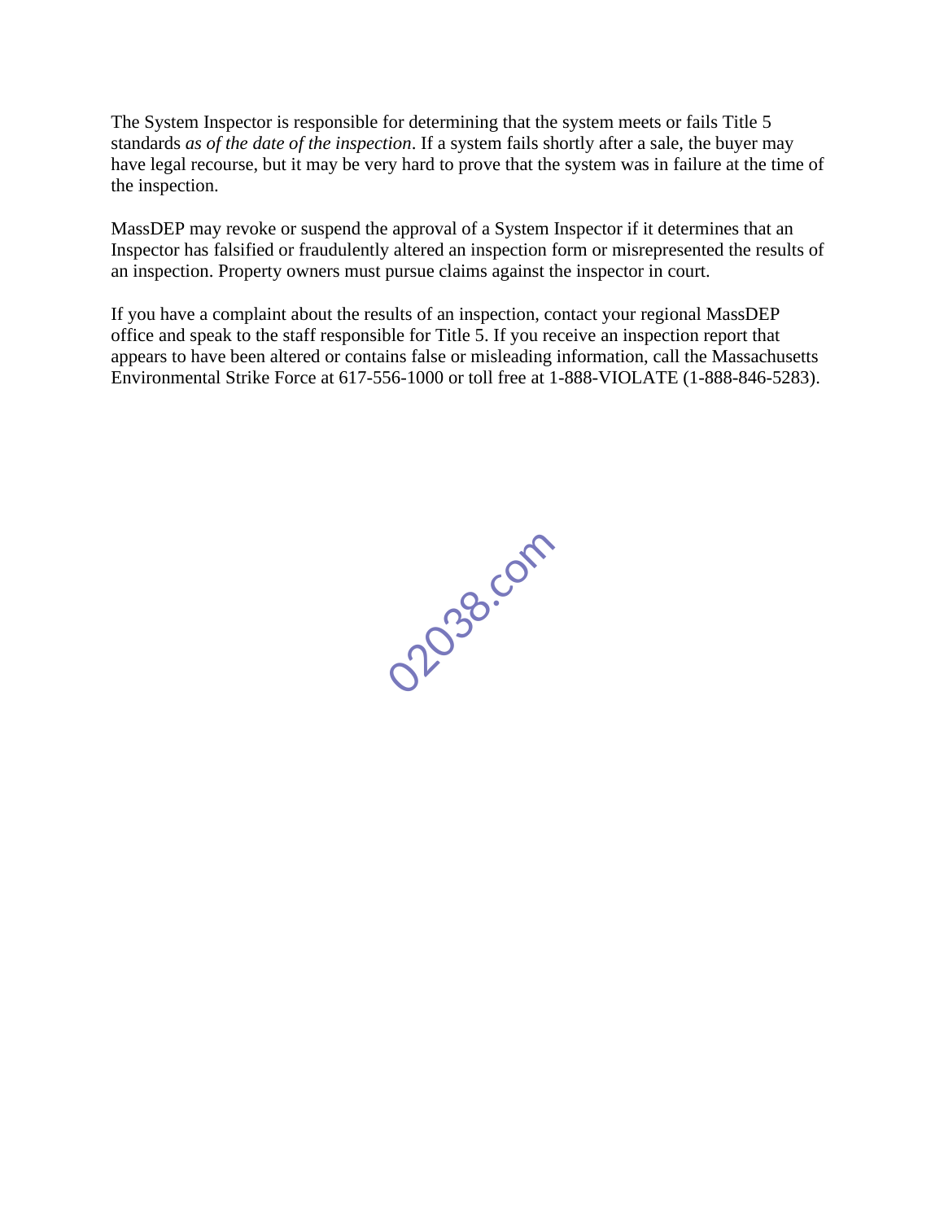The System Inspector is responsible for determining that the system meets or fails Title 5 standards *as of the date of the inspection*. If a system fails shortly after a sale, the buyer may have legal recourse, but it may be very hard to prove that the system was in failure at the time of the inspection.

MassDEP may revoke or suspend the approval of a System Inspector if it determines that an Inspector has falsified or fraudulently altered an inspection form or misrepresented the results of an inspection. Property owners must pursue claims against the inspector in court.

If you have a complaint about the results of an inspection, contact your regional MassDEP office and speak to the staff responsible for Title 5. If you receive an inspection report that appears to have been altered or contains false or misleading information, call the Massachusetts Environmental Strike Force at 617-556-1000 or toll free at 1-888-VIOLATE (1-888-846-5283).